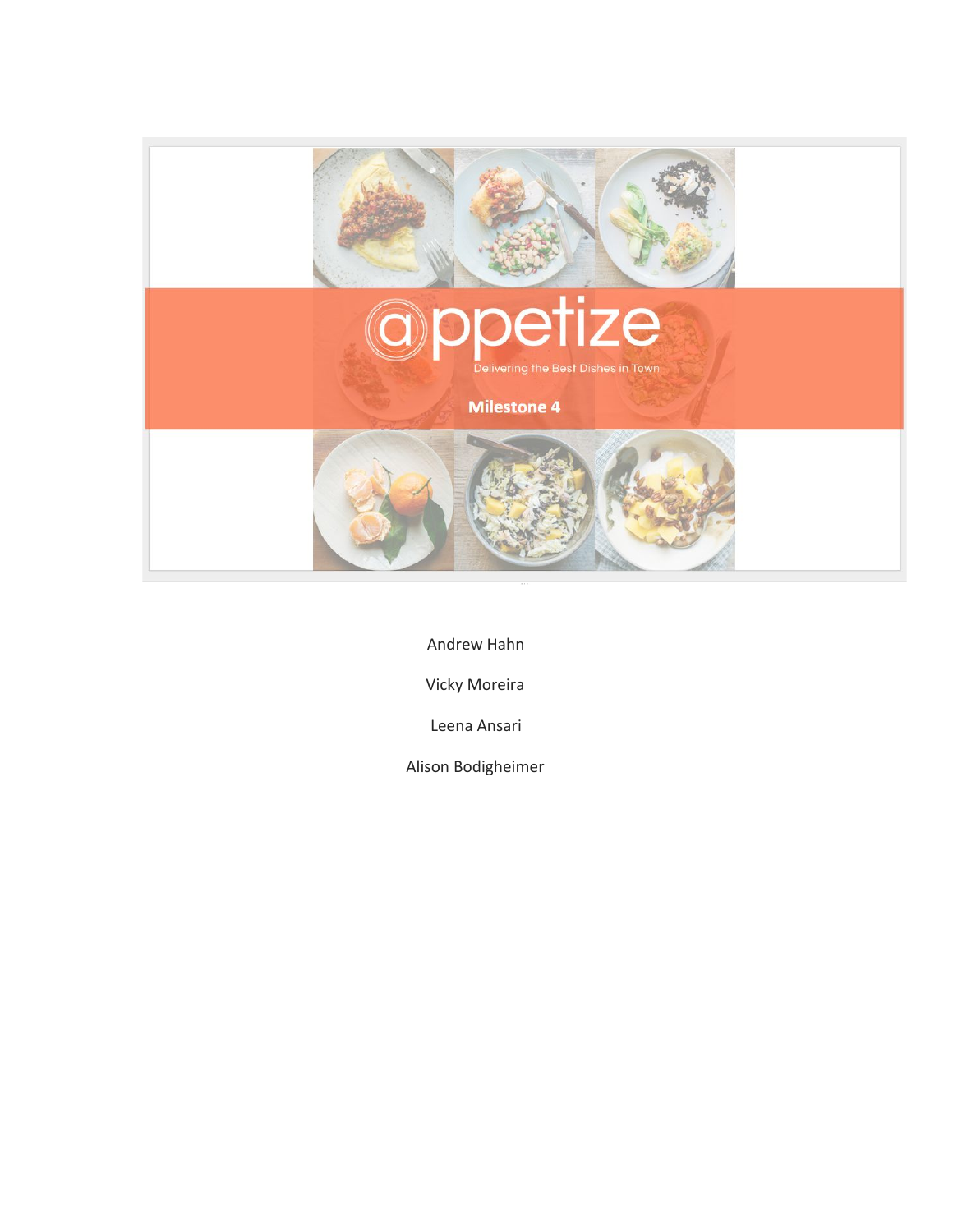# appetize

Delivering the Best Dishes in Town

**Milestone 4**

Andrew Hahn

Vicky Moreira

Leena Ansari

Alison Bodigheimer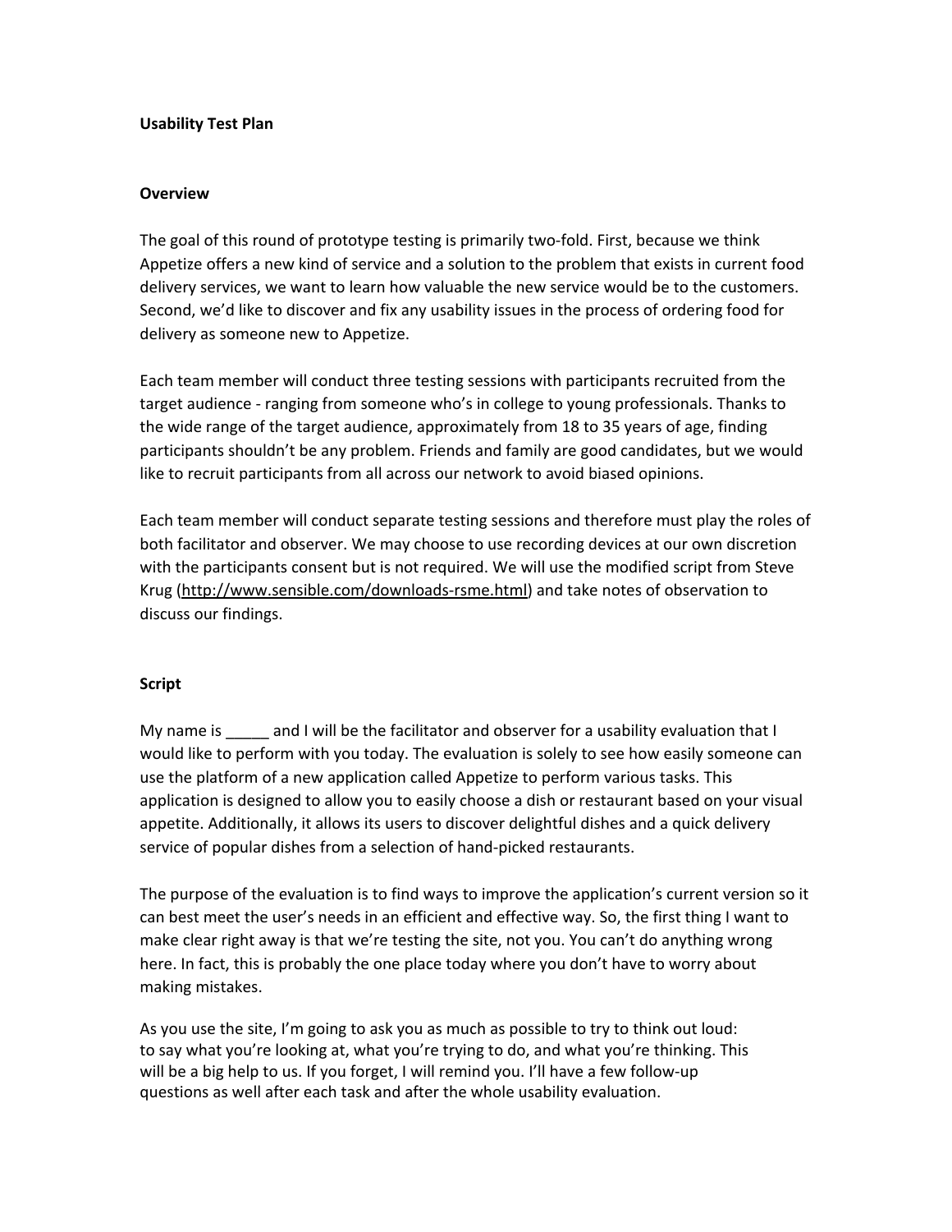**Usability Test Plan**

**Overview**

The goal of this round of prototype testing is primarily two-fold. First, because we think Appetize offers a new kind of service and a solution to the problem that exists in current food delivery services, we want to learn how valuable the new service would be to the customers. Second, we'd like to discover and fix any usability issues in the process of ordering food for delivery as someone new to Appetize.

Each team member will conduct three testing sessions with participants recruited from the target audience - ranging from someone who's in college to young professionals. Thanks to the wide range of the target audience, approximately from 18 to 35 years of age, finding participants shouldn't be any problem. Friends and family are good candidates, but we would like to recruit participants from all across our network to avoid biased opinions.

Each team member will conduct separate testing sessions and therefore must play the roles of both facilitator and observer. We may choose to use recording devices at our own discretion with the participants consent but is not required. We will use the modified script from Steve Krug (http://www.sensible.com/downloads-rsme.html) and take notes of observation to discuss our findings.

**Script**

My name is _____ and I will be the facilitator and observer for a usability evaluation that I would like to perform with you today. The evaluation is solely to see how easily someone can use the platform of a new application called Appetize to perform various tasks. This application is designed to allow you to easily choose a dish or restaurant based on your visual appetite. Additionally, it allows its users to discover delightful dishes and a quick delivery service of popular dishes from a selection of hand-picked restaurants.

The purpose of the evaluation is to find ways to improve the application's current version so it can best meet the user's needs in an efficient and effective way. So, the first thing I want to make clear right away is that we're testing the site, not you. You can't do anything wrong here. In fact, this is probably the one place today where you don't have to worry about making mistakes.

As you use the site, I'm going to ask you as much as possible to try to think out loud: to say what you're looking at, what you're trying to do, and what you're thinking. This will be a big help to us. If you forget, I will remind you. I'll have a few follow-up questions as well after each task and after the whole usability evaluation.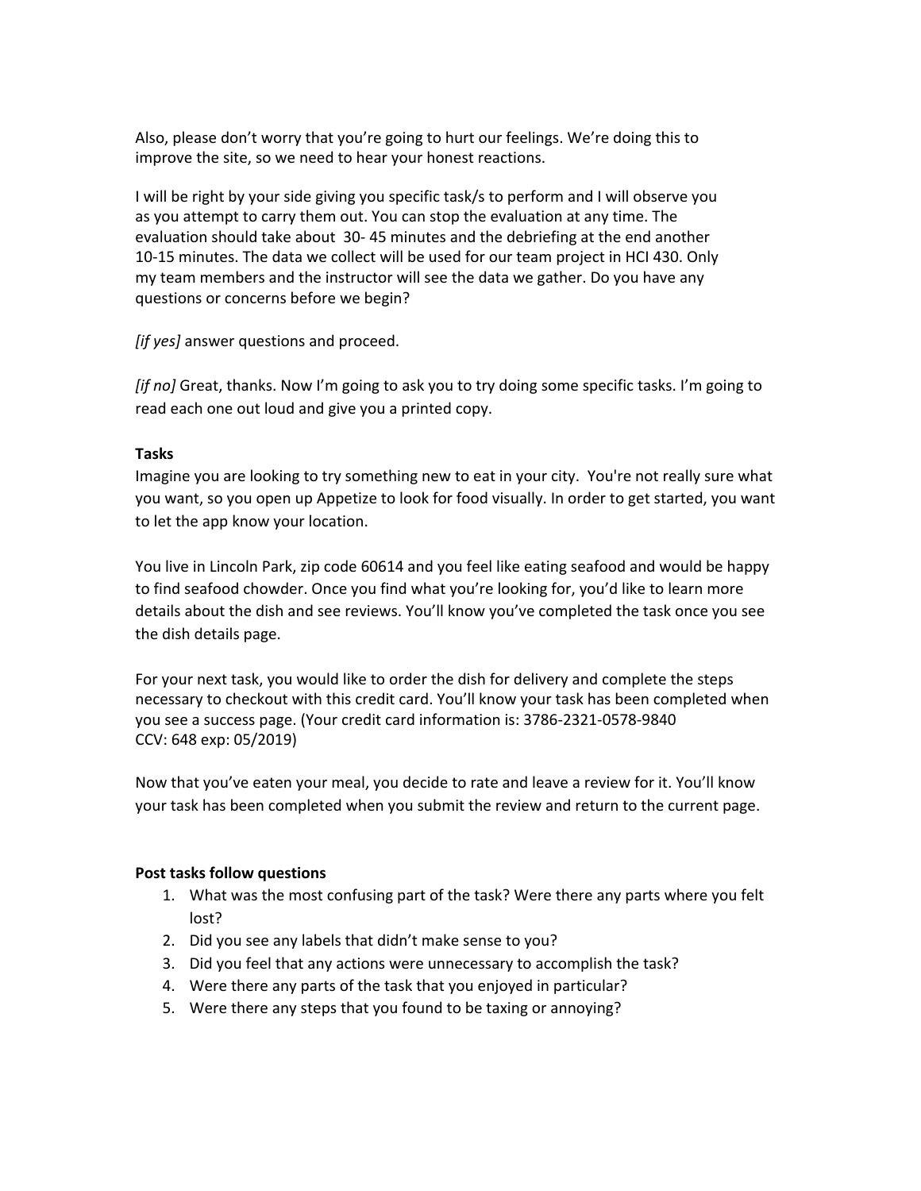Also, please don't worry that you're going to hurt our feelings. We're doing this to improve the site, so we need to hear your honest reactions.

I will be right by your side giving you specific task/s to perform and I will observe you as you attempt to carry them out. You can stop the evaluation at any time. The evaluation should take about 30- 45 minutes and the debriefing at the end another 10-15 minutes. The data we collect will be used for our team project in HCI 430. Only my team members and the instructor will see the data we gather. Do you have any questions or concerns before we begin?

*[if yes]* answer questions and proceed.

*[if no]* Great, thanks. Now I'm going to ask you to try doing some specific tasks. I'm going to read each one out loud and give you a printed copy.

**Tasks**

Imagine you are looking to try something new to eat in your city. You're not really sure what you want, so you open up Appetize to look for food visually. In order to get started, you want to let the app know your location.

You live in Lincoln Park, zip code 60614 and you feel like eating seafood and would be happy to find seafood chowder. Once you find what you're looking for, you'd like to learn more details about the dish and see reviews. You'll know you've completed the task once you see the dish details page.

For your next task, you would like to order the dish for delivery and complete the steps necessary to checkout with this credit card. You'll know your task has been completed when you see a success page. (Your credit card information is: 3786-2321-0578-9840 CCV: 648 exp: 05/2019)

Now that you've eaten your meal, you decide to rate and leave a review for it. You'll know your task has been completed when you submit the review and return to the current page.

**Post tasks follow questions**

1. What was the most confusing part of the task? Were there any parts where you felt lost?
2. Did you see any labels that didn't make sense to you?
3. Did you feel that any actions were unnecessary to accomplish the task?
4. Were there any parts of the task that you enjoyed in particular?
5. Were there any steps that you found to be taxing or annoying?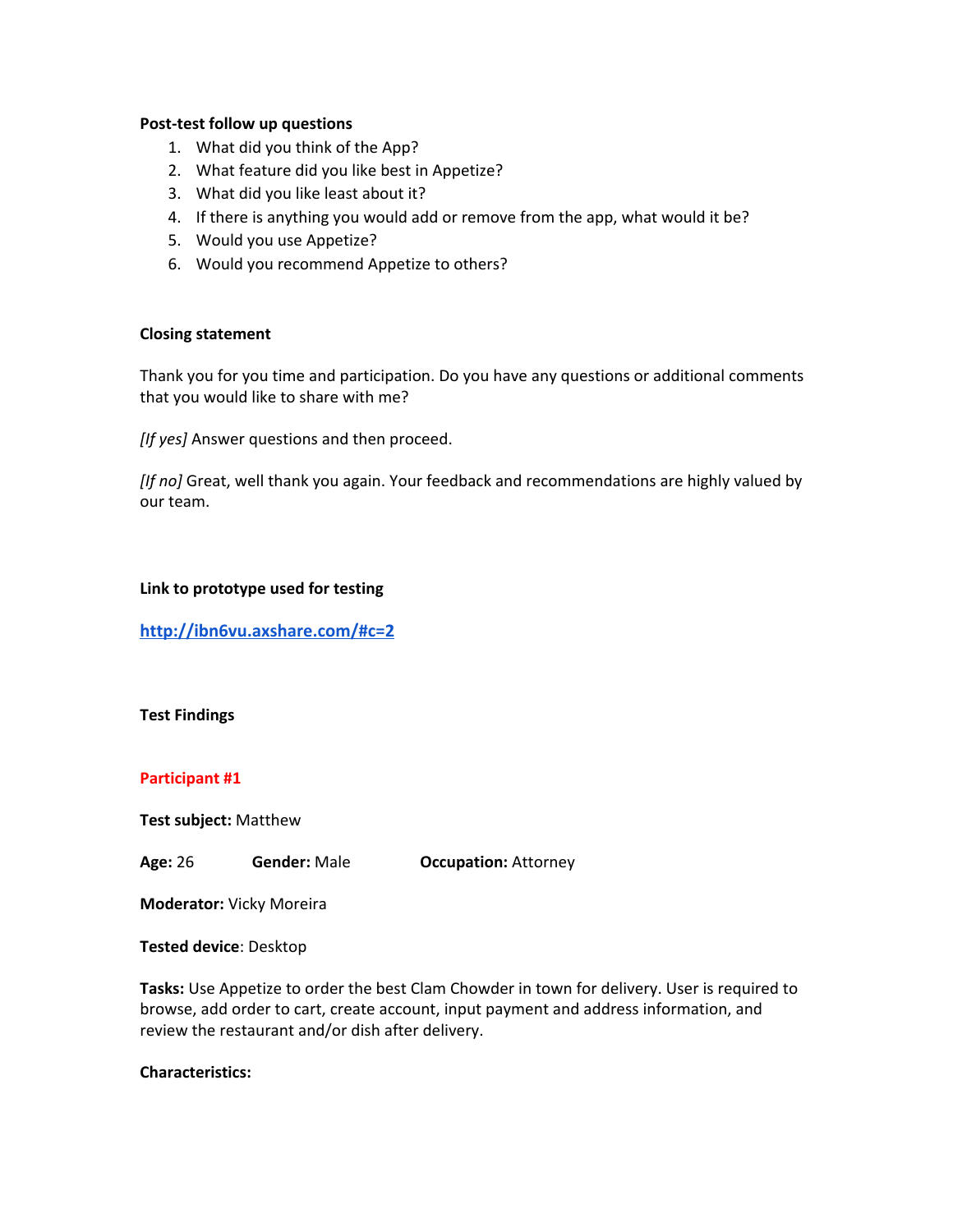**Post-test follow up questions**

1. What did you think of the App?
2. What feature did you like best in Appetize?
3. What did you like least about it?
4. If there is anything you would add or remove from the app, what would it be?
5. Would you use Appetize?
6. Would you recommend Appetize to others?

**Closing statement**

Thank you for you time and participation. Do you have any questions or additional comments that you would like to share with me?

*[If yes]* Answer questions and then proceed.

*[If no]* Great, well thank you again. Your feedback and recommendations are highly valued by our team.

**Link to prototype used for testing**

[http://ibn6vu.axshare.com/#c=2](http://ibn6vu.axshare.com/#c=2)

**Test Findings**

**Participant #1**

**Test subject:** Matthew

**Age:** 26 **Gender:** Male **Occupation:** Attorney

**Moderator:** Vicky Moreira

**Tested device**: Desktop

**Tasks:** Use Appetize to order the best Clam Chowder in town for delivery. User is required to browse, add order to cart, create account, input payment and address information, and review the restaurant and/or dish after delivery.

**Characteristics:**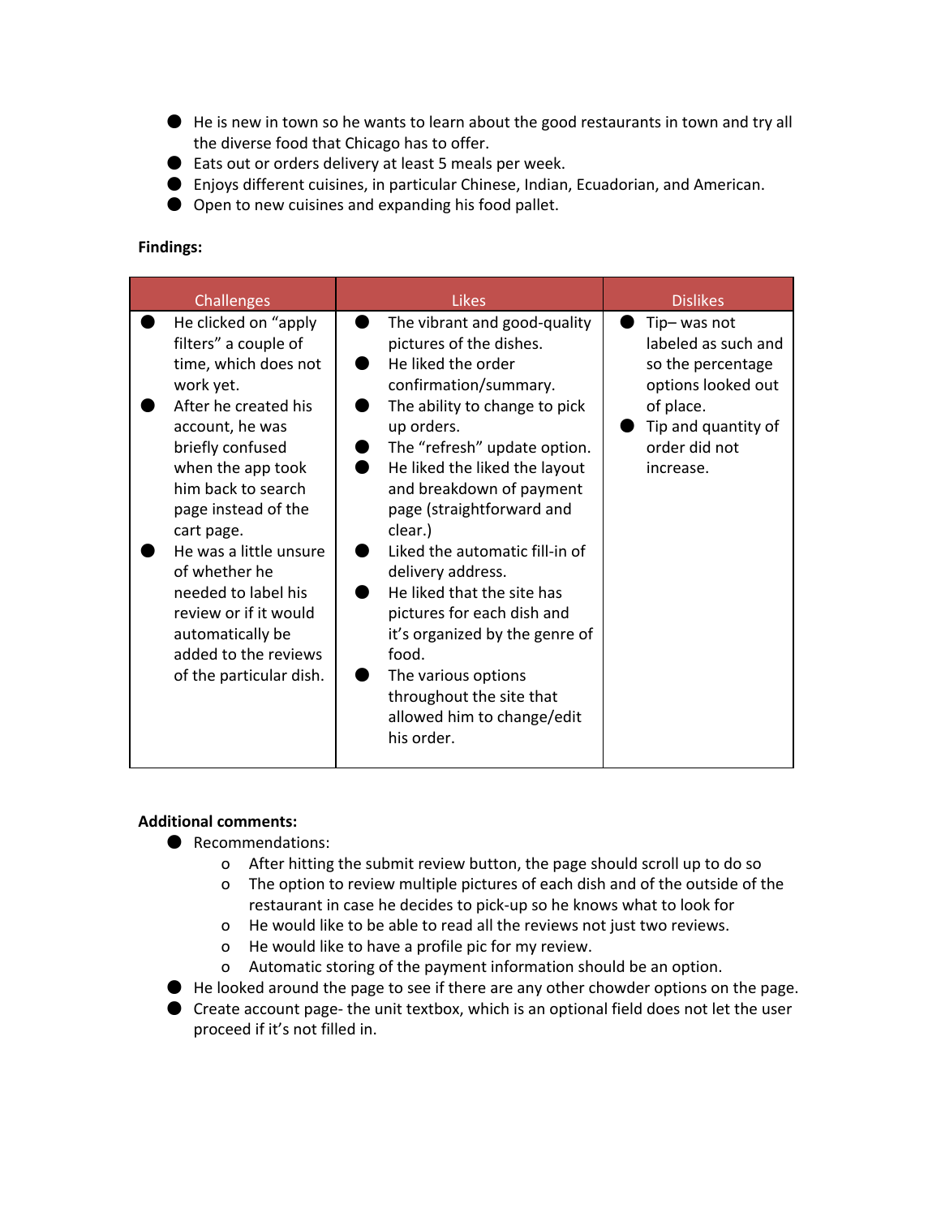- He is new in town so he wants to learn about the good restaurants in town and try all the diverse food that Chicago has to offer.
- Eats out or orders delivery at least 5 meals per week.
- Enjoys different cuisines, in particular Chinese, Indian, Ecuadorian, and American.
- Open to new cuisines and expanding his food pallet.

**Findings:**

| Challenges | Likes | Dislikes |
|---|---|---|
| • He clicked on "apply filters" a couple of time, which does not work yet.<br>• After he created his account, he was briefly confused when the app took him back to search page instead of the cart page.<br>• He was a little unsure of whether he needed to label his review or if it would automatically be added to the reviews of the particular dish. | • The vibrant and good-quality pictures of the dishes.<br>• He liked the order confirmation/summary.<br>• The ability to change to pick up orders.<br>• The "refresh" update option.<br>• He liked the liked the layout and breakdown of payment page (straightforward and clear.)<br>• Liked the automatic fill-in of delivery address.<br>• He liked that the site has pictures for each dish and it's organized by the genre of food.<br>• The various options throughout the site that allowed him to change/edit his order. | • Tip– was not labeled as such and so the percentage options looked out of place.<br>• Tip and quantity of order did not increase. |

**Additional comments:**

- Recommendations:
  - After hitting the submit review button, the page should scroll up to do so
  - The option to review multiple pictures of each dish and of the outside of the restaurant in case he decides to pick-up so he knows what to look for
  - He would like to be able to read all the reviews not just two reviews.
  - He would like to have a profile pic for my review.
  - Automatic storing of the payment information should be an option.
- He looked around the page to see if there are any other chowder options on the page.
- Create account page- the unit textbox, which is an optional field does not let the user proceed if it's not filled in.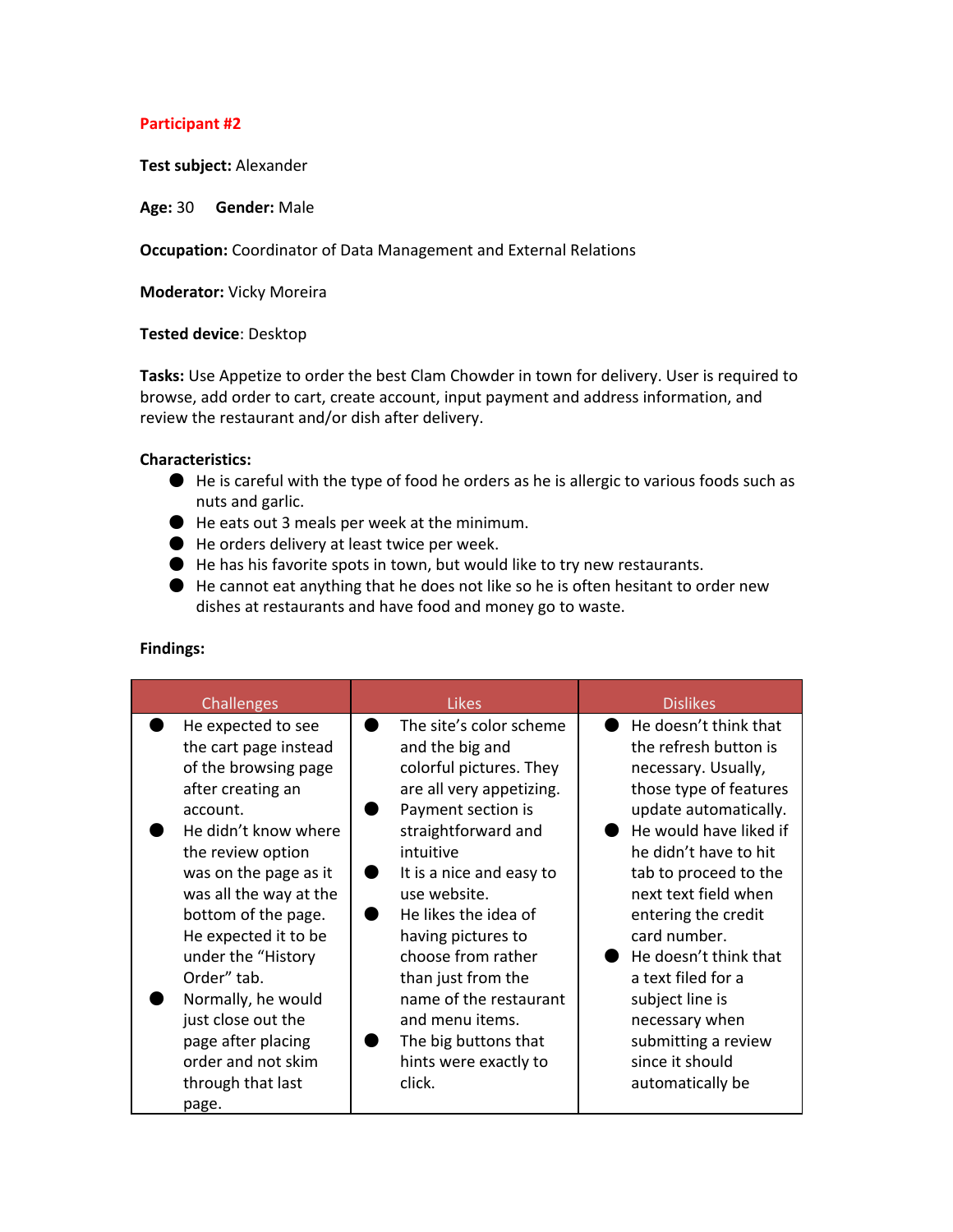**Participant #2**

**Test subject:** Alexander

**Age:** 30 **Gender:** Male

**Occupation:** Coordinator of Data Management and External Relations

**Moderator:** Vicky Moreira

**Tested device**: Desktop

**Tasks:** Use Appetize to order the best Clam Chowder in town for delivery. User is required to browse, add order to cart, create account, input payment and address information, and review the restaurant and/or dish after delivery.

**Characteristics:**

- He is careful with the type of food he orders as he is allergic to various foods such as nuts and garlic.
- He eats out 3 meals per week at the minimum.
- He orders delivery at least twice per week.
- He has his favorite spots in town, but would like to try new restaurants.
- He cannot eat anything that he does not like so he is often hesitant to order new dishes at restaurants and have food and money go to waste.

**Findings:**

| Challenges | Likes | Dislikes |
|---|---|---|
| • He expected to see the cart page instead of the browsing page after creating an account.<br>• He didn't know where the review option was on the page as it was all the way at the bottom of the page. He expected it to be under the "History Order" tab.<br>• Normally, he would just close out the page after placing order and not skim through that last page. | • The site's color scheme and the big and colorful pictures. They are all very appetizing.<br>• Payment section is straightforward and intuitive<br>• It is a nice and easy to use website.<br>• He likes the idea of having pictures to choose from rather than just from the name of the restaurant and menu items.<br>• The big buttons that hints were exactly to click. | • He doesn't think that the refresh button is necessary. Usually, those type of features update automatically.<br>• He would have liked if he didn't have to hit tab to proceed to the next text field when entering the credit card number.<br>• He doesn't think that a text filed for a subject line is necessary when submitting a review since it should automatically be |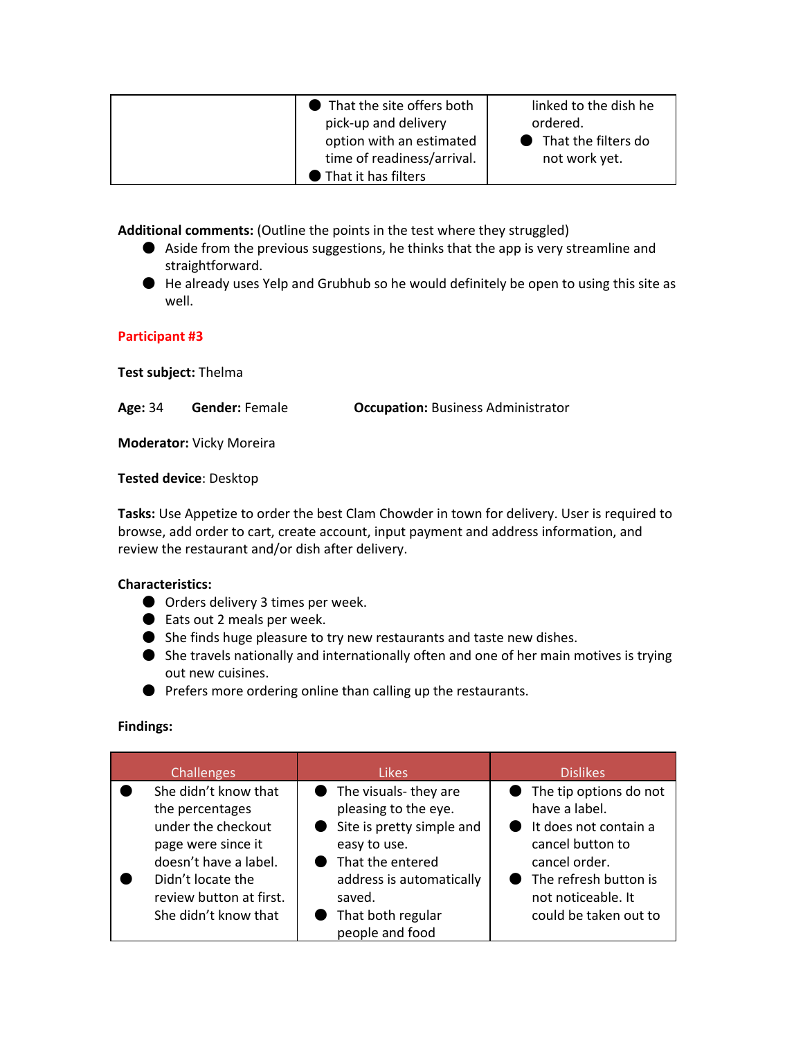| | | |
|---|---|---|
| | ● That the site offers both pick-up and delivery option with an estimated time of readiness/arrival. ● That it has filters | linked to the dish he ordered. ● That the filters do not work yet. |

**Additional comments:** (Outline the points in the test where they struggled)

- Aside from the previous suggestions, he thinks that the app is very streamline and straightforward.
- He already uses Yelp and Grubhub so he would definitely be open to using this site as well.

**Participant #3**

**Test subject:** Thelma

**Age:** 34 **Gender:** Female **Occupation:** Business Administrator

**Moderator:** Vicky Moreira

**Tested device**: Desktop

**Tasks:** Use Appetize to order the best Clam Chowder in town for delivery. User is required to browse, add order to cart, create account, input payment and address information, and review the restaurant and/or dish after delivery.

**Characteristics:**

- Orders delivery 3 times per week.
- Eats out 2 meals per week.
- She finds huge pleasure to try new restaurants and taste new dishes.
- She travels nationally and internationally often and one of her main motives is trying out new cuisines.
- Prefers more ordering online than calling up the restaurants.

**Findings:**

| Challenges | Likes | Dislikes |
|---|---|---|
| ● She didn't know that the percentages under the checkout page were since it doesn't have a label. ● Didn't locate the review button at first. She didn't know that | ● The visuals- they are pleasing to the eye. ● Site is pretty simple and easy to use. ● That the entered address is automatically saved. ● That both regular people and food | ● The tip options do not have a label. ● It does not contain a cancel button to cancel order. ● The refresh button is not noticeable. It could be taken out to |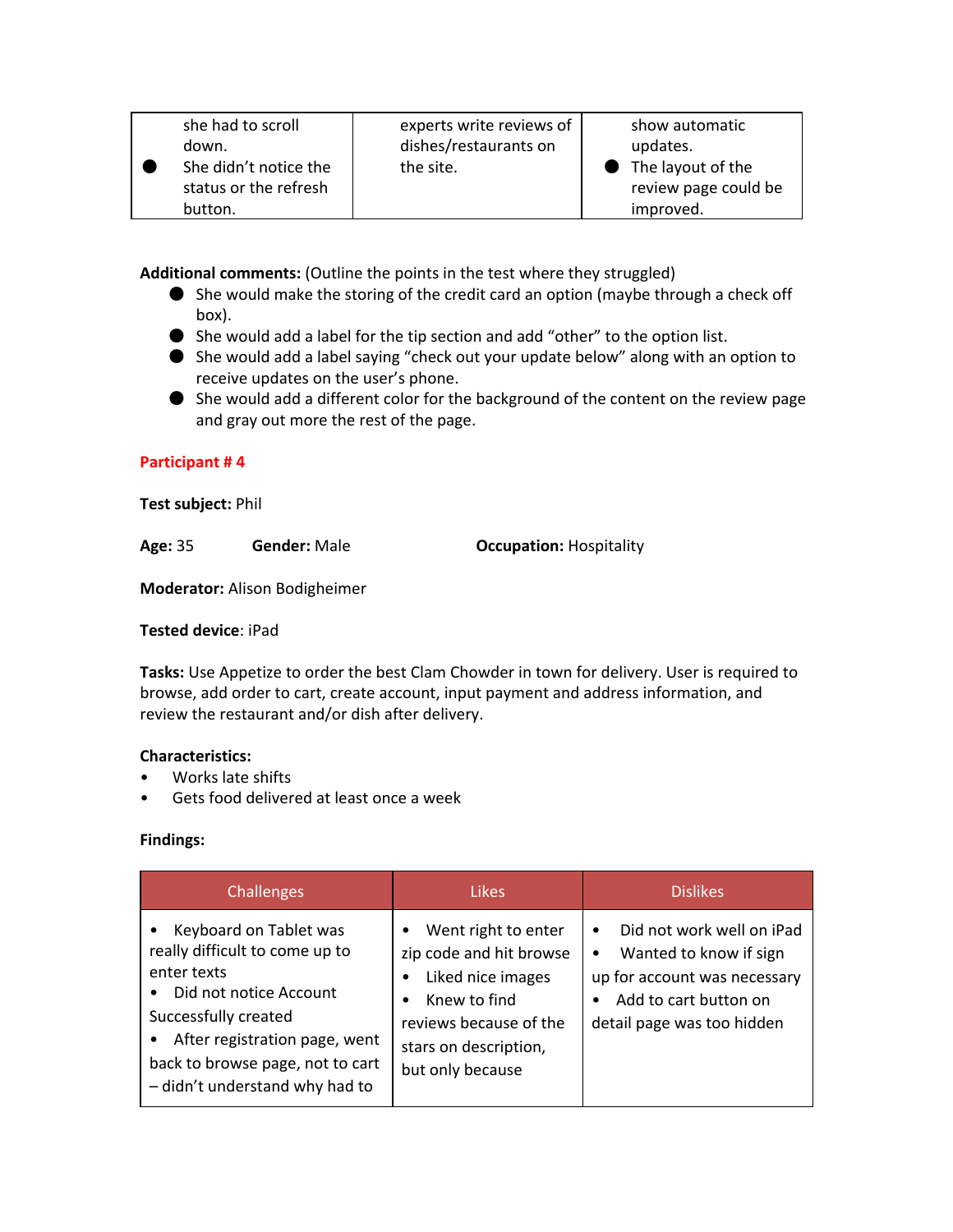| | | |
|---|---|---|
| she had to scroll down.<br>● She didn't notice the status or the refresh button. | experts write reviews of dishes/restaurants on the site. | show automatic updates.<br>● The layout of the review page could be improved. |

**Additional comments:** (Outline the points in the test where they struggled)

- She would make the storing of the credit card an option (maybe through a check off box).
- She would add a label for the tip section and add "other" to the option list.
- She would add a label saying "check out your update below" along with an option to receive updates on the user's phone.
- She would add a different color for the background of the content on the review page and gray out more the rest of the page.

**Participant # 4**

**Test subject:** Phil

**Age:** 35 **Gender:** Male **Occupation:** Hospitality

**Moderator:** Alison Bodigheimer

**Tested device**: iPad

**Tasks:** Use Appetize to order the best Clam Chowder in town for delivery. User is required to browse, add order to cart, create account, input payment and address information, and review the restaurant and/or dish after delivery.

**Characteristics:**

- Works late shifts
- Gets food delivered at least once a week

**Findings:**

| Challenges | Likes | Dislikes |
|---|---|---|
| • Keyboard on Tablet was really difficult to come up to enter texts<br>• Did not notice Account Successfully created<br>• After registration page, went back to browse page, not to cart – didn't understand why had to | • Went right to enter zip code and hit browse<br>• Liked nice images<br>• Knew to find reviews because of the stars on description, but only because | • Did not work well on iPad<br>• Wanted to know if sign up for account was necessary<br>• Add to cart button on detail page was too hidden |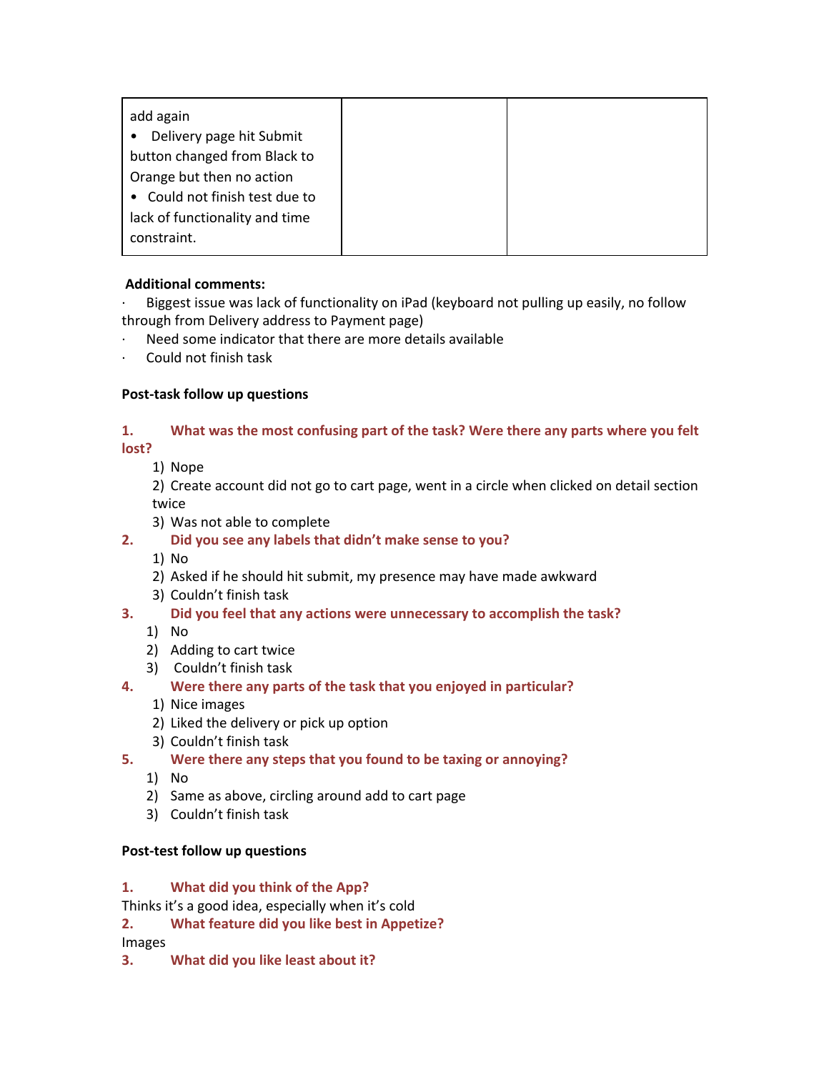| add again<br>• Delivery page hit Submit button changed from Black to Orange but then no action<br>• Could not finish test due to lack of functionality and time constraint. | | |
|---|---|---|

**Additional comments:**

- Biggest issue was lack of functionality on iPad (keyboard not pulling up easily, no follow through from Delivery address to Payment page)
- Need some indicator that there are more details available
- Could not finish task

**Post-task follow up questions**

**1. What was the most confusing part of the task? Were there any parts where you felt lost?**

1) Nope
2) Create account did not go to cart page, went in a circle when clicked on detail section twice
3) Was not able to complete

**2. Did you see any labels that didn't make sense to you?**

1) No
2) Asked if he should hit submit, my presence may have made awkward
3) Couldn't finish task

**3. Did you feel that any actions were unnecessary to accomplish the task?**

1) No
2) Adding to cart twice
3) Couldn't finish task

**4. Were there any parts of the task that you enjoyed in particular?**

1) Nice images
2) Liked the delivery or pick up option
3) Couldn't finish task

**5. Were there any steps that you found to be taxing or annoying?**

1) No
2) Same as above, circling around add to cart page
3) Couldn't finish task

**Post-test follow up questions**

**1. What did you think of the App?**

Thinks it's a good idea, especially when it's cold

**2. What feature did you like best in Appetize?**

Images

**3. What did you like least about it?**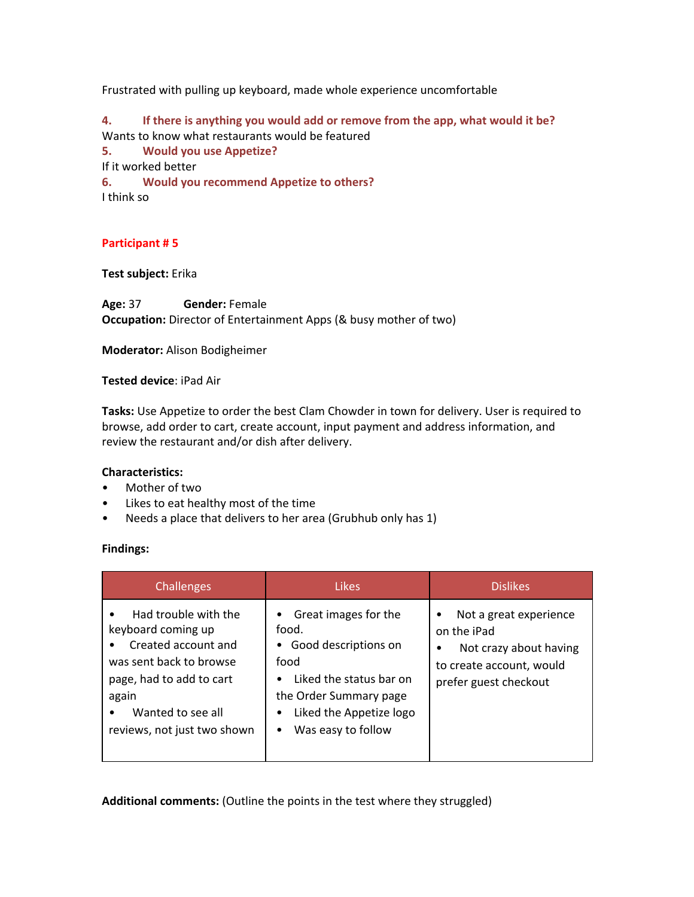Frustrated with pulling up keyboard, made whole experience uncomfortable

**4. If there is anything you would add or remove from the app, what would it be?**
Wants to know what restaurants would be featured
**5. Would you use Appetize?**
If it worked better
**6. Would you recommend Appetize to others?**
I think so

## Participant # 5

**Test subject:** Erika

**Age:** 37 **Gender:** Female
**Occupation:** Director of Entertainment Apps (& busy mother of two)

**Moderator:** Alison Bodigheimer

**Tested device**: iPad Air

**Tasks:** Use Appetize to order the best Clam Chowder in town for delivery. User is required to browse, add order to cart, create account, input payment and address information, and review the restaurant and/or dish after delivery.

**Characteristics:**
- Mother of two
- Likes to eat healthy most of the time
- Needs a place that delivers to her area (Grubhub only has 1)

**Findings:**

| Challenges | Likes | Dislikes |
|---|---|---|
| • Had trouble with the keyboard coming up<br>• Created account and was sent back to browse page, had to add to cart again<br>• Wanted to see all reviews, not just two shown | • Great images for the food.<br>• Good descriptions on food<br>• Liked the status bar on the Order Summary page<br>• Liked the Appetize logo<br>• Was easy to follow | • Not a great experience on the iPad<br>• Not crazy about having to create account, would prefer guest checkout |

**Additional comments:** (Outline the points in the test where they struggled)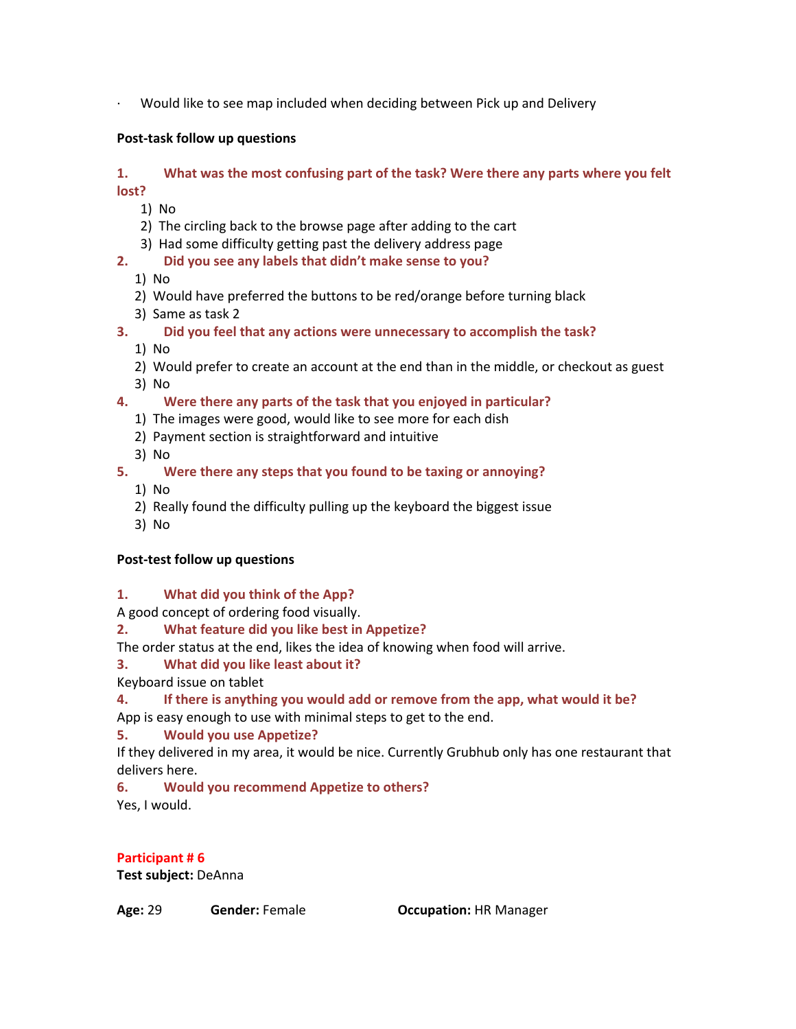- Would like to see map included when deciding between Pick up and Delivery

**Post-task follow up questions**

**1. What was the most confusing part of the task? Were there any parts where you felt lost?**

1) No
2) The circling back to the browse page after adding to the cart
3) Had some difficulty getting past the delivery address page

**2. Did you see any labels that didn't make sense to you?**

1) No
2) Would have preferred the buttons to be red/orange before turning black
3) Same as task 2

**3. Did you feel that any actions were unnecessary to accomplish the task?**

1) No
2) Would prefer to create an account at the end than in the middle, or checkout as guest
3) No

**4. Were there any parts of the task that you enjoyed in particular?**

1) The images were good, would like to see more for each dish
2) Payment section is straightforward and intuitive
3) No

**5. Were there any steps that you found to be taxing or annoying?**

1) No
2) Really found the difficulty pulling up the keyboard the biggest issue
3) No

**Post-test follow up questions**

**1. What did you think of the App?**

A good concept of ordering food visually.

**2. What feature did you like best in Appetize?**

The order status at the end, likes the idea of knowing when food will arrive.

**3. What did you like least about it?**

Keyboard issue on tablet

**4. If there is anything you would add or remove from the app, what would it be?**

App is easy enough to use with minimal steps to get to the end.

**5. Would you use Appetize?**

If they delivered in my area, it would be nice. Currently Grubhub only has one restaurant that delivers here.

**6. Would you recommend Appetize to others?**

Yes, I would.

**Participant # 6**

**Test subject:** DeAnna

**Age:** 29 **Gender:** Female **Occupation:** HR Manager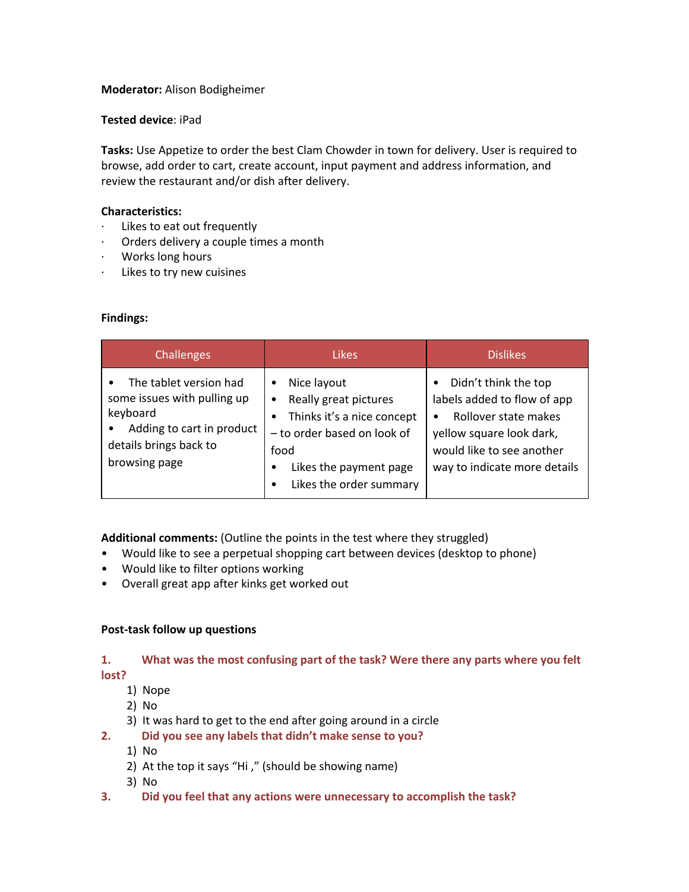**Moderator:** Alison Bodigheimer

**Tested device**: iPad

**Tasks:** Use Appetize to order the best Clam Chowder in town for delivery. User is required to browse, add order to cart, create account, input payment and address information, and review the restaurant and/or dish after delivery.

**Characteristics:**

- Likes to eat out frequently
- Orders delivery a couple times a month
- Works long hours
- Likes to try new cuisines

**Findings:**

| Challenges | Likes | Dislikes |
|---|---|---|
| • The tablet version had some issues with pulling up keyboard<br>• Adding to cart in product details brings back to browsing page | • Nice layout<br>• Really great pictures<br>• Thinks it's a nice concept – to order based on look of food<br>• Likes the payment page<br>• Likes the order summary | • Didn't think the top labels added to flow of app<br>• Rollover state makes yellow square look dark, would like to see another way to indicate more details |

**Additional comments:** (Outline the points in the test where they struggled)

- Would like to see a perpetual shopping cart between devices (desktop to phone)
- Would like to filter options working
- Overall great app after kinks get worked out

**Post-task follow up questions**

**1. What was the most confusing part of the task? Were there any parts where you felt lost?**

1) Nope
2) No
3) It was hard to get to the end after going around in a circle

**2. Did you see any labels that didn't make sense to you?**

1) No
2) At the top it says "Hi ," (should be showing name)
3) No

**3. Did you feel that any actions were unnecessary to accomplish the task?**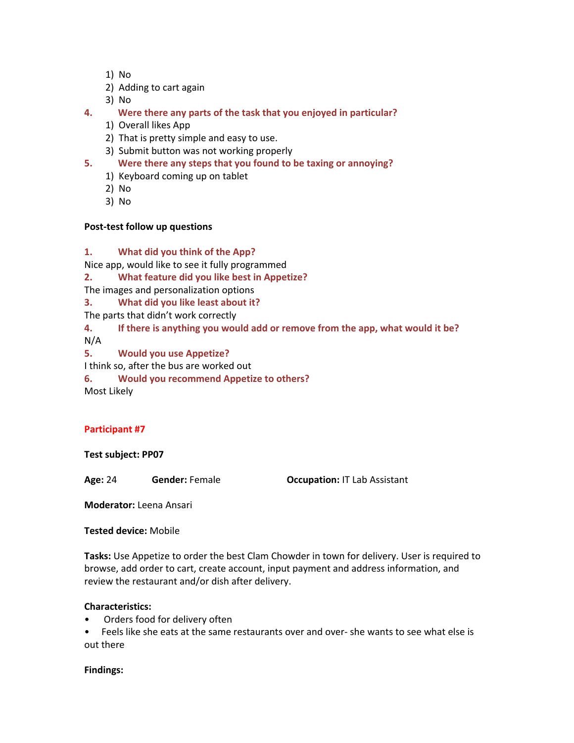1) No
2) Adding to cart again
3) No

**4. Were there any parts of the task that you enjoyed in particular?**

1) Overall likes App
2) That is pretty simple and easy to use.
3) Submit button was not working properly

**5. Were there any steps that you found to be taxing or annoying?**

1) Keyboard coming up on tablet
2) No
3) No

**Post-test follow up questions**

**1. What did you think of the App?**

Nice app, would like to see it fully programmed

**2. What feature did you like best in Appetize?**

The images and personalization options

**3. What did you like least about it?**

The parts that didn't work correctly

**4. If there is anything you would add or remove from the app, what would it be?**

N/A

**5. Would you use Appetize?**

I think so, after the bus are worked out

**6. Would you recommend Appetize to others?**

Most Likely

## Participant #7

**Test subject: PP07**

**Age:** 24 **Gender:** Female **Occupation:** IT Lab Assistant

**Moderator:** Leena Ansari

**Tested device:** Mobile

**Tasks:** Use Appetize to order the best Clam Chowder in town for delivery. User is required to browse, add order to cart, create account, input payment and address information, and review the restaurant and/or dish after delivery.

**Characteristics:**

- Orders food for delivery often
- Feels like she eats at the same restaurants over and over- she wants to see what else is out there

**Findings:**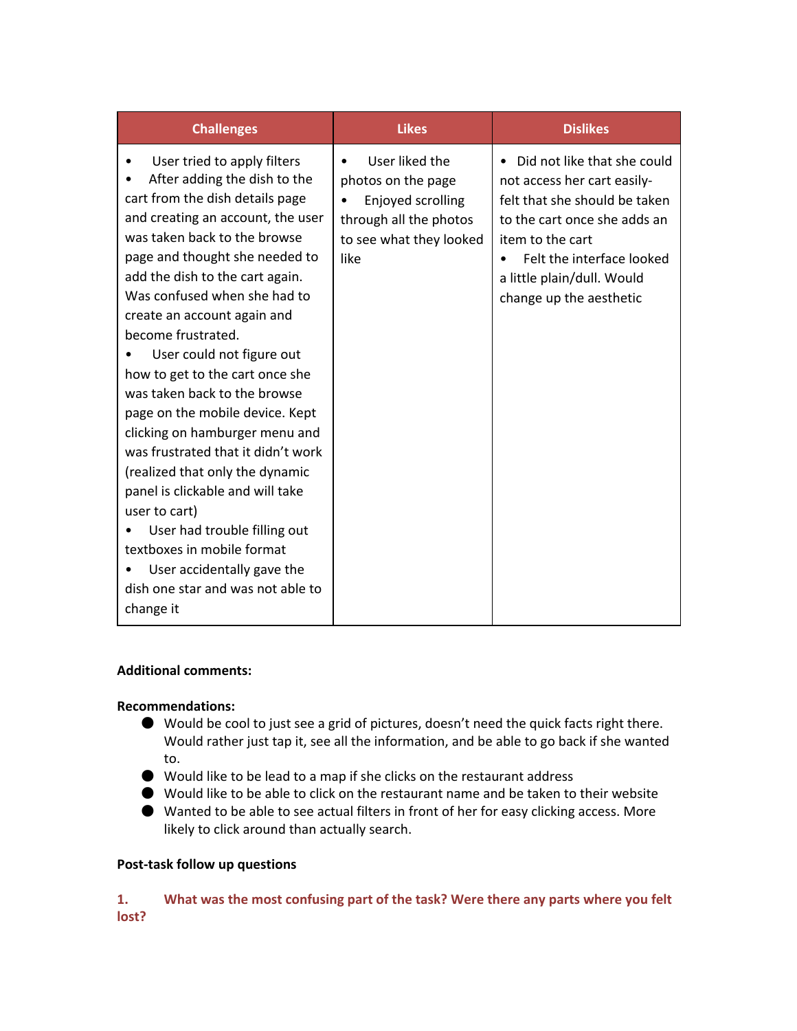| Challenges | Likes | Dislikes |
|---|---|---|
| • User tried to apply filters<br>• After adding the dish to the cart from the dish details page and creating an account, the user was taken back to the browse page and thought she needed to add the dish to the cart again. Was confused when she had to create an account again and become frustrated.<br>• User could not figure out how to get to the cart once she was taken back to the browse page on the mobile device. Kept clicking on hamburger menu and was frustrated that it didn't work (realized that only the dynamic panel is clickable and will take user to cart)<br>• User had trouble filling out textboxes in mobile format<br>• User accidentally gave the dish one star and was not able to change it | • User liked the photos on the page<br>• Enjoyed scrolling through all the photos to see what they looked like | • Did not like that she could not access her cart easily- felt that she should be taken to the cart once she adds an item to the cart<br>• Felt the interface looked a little plain/dull. Would change up the aesthetic |

**Additional comments:**

**Recommendations:**

- Would be cool to just see a grid of pictures, doesn't need the quick facts right there. Would rather just tap it, see all the information, and be able to go back if she wanted to.
- Would like to be lead to a map if she clicks on the restaurant address
- Would like to be able to click on the restaurant name and be taken to their website
- Wanted to be able to see actual filters in front of her for easy clicking access. More likely to click around than actually search.

**Post-task follow up questions**

**1. What was the most confusing part of the task? Were there any parts where you felt lost?**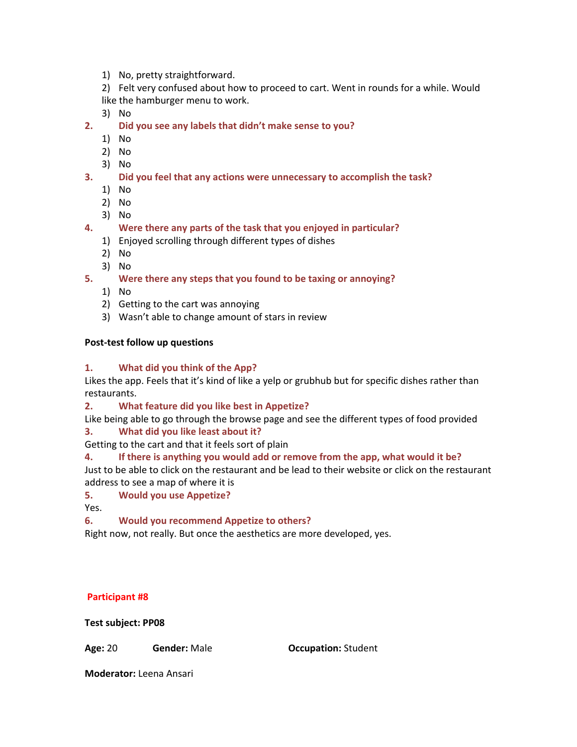1) No, pretty straightforward.

2) Felt very confused about how to proceed to cart. Went in rounds for a while. Would like the hamburger menu to work.

3) No

**2. Did you see any labels that didn't make sense to you?**

1) No
2) No
3) No

**3. Did you feel that any actions were unnecessary to accomplish the task?**

1) No
2) No
3) No

**4. Were there any parts of the task that you enjoyed in particular?**

1) Enjoyed scrolling through different types of dishes
2) No
3) No

**5. Were there any steps that you found to be taxing or annoying?**

1) No
2) Getting to the cart was annoying
3) Wasn't able to change amount of stars in review

**Post-test follow up questions**

**1. What did you think of the App?**

Likes the app. Feels that it's kind of like a yelp or grubhub but for specific dishes rather than restaurants.

**2. What feature did you like best in Appetize?**

Like being able to go through the browse page and see the different types of food provided

**3. What did you like least about it?**

Getting to the cart and that it feels sort of plain

**4. If there is anything you would add or remove from the app, what would it be?**

Just to be able to click on the restaurant and be lead to their website or click on the restaurant address to see a map of where it is

**5. Would you use Appetize?**

Yes.

**6. Would you recommend Appetize to others?**

Right now, not really. But once the aesthetics are more developed, yes.

## Participant #8

**Test subject: PP08**

**Age:** 20 **Gender:** Male **Occupation:** Student

**Moderator:** Leena Ansari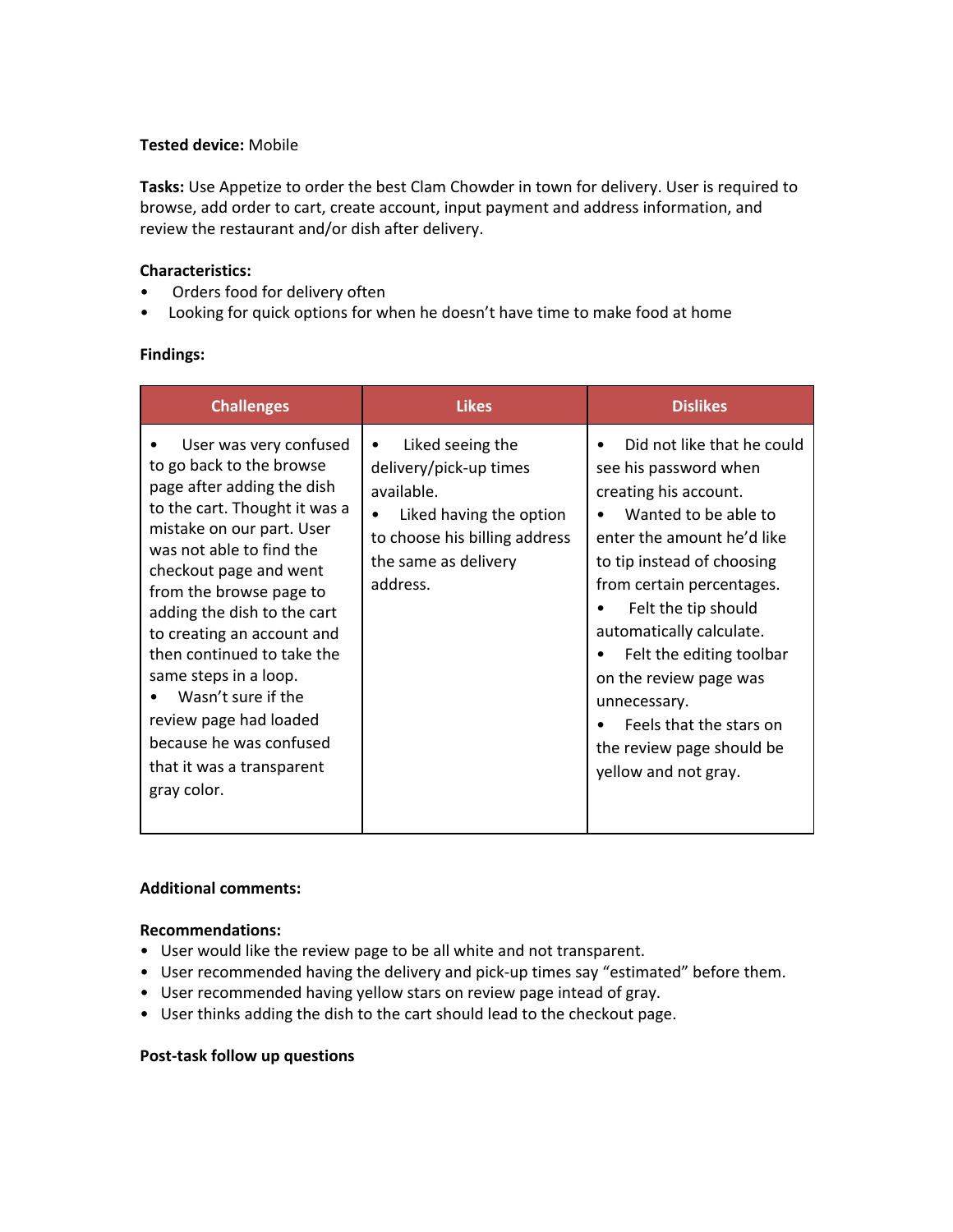**Tested device:** Mobile

**Tasks:** Use Appetize to order the best Clam Chowder in town for delivery. User is required to browse, add order to cart, create account, input payment and address information, and review the restaurant and/or dish after delivery.

**Characteristics:**

- Orders food for delivery often
- Looking for quick options for when he doesn't have time to make food at home

**Findings:**

| Challenges | Likes | Dislikes |
|---|---|---|
| • User was very confused to go back to the browse page after adding the dish to the cart. Thought it was a mistake on our part. User was not able to find the checkout page and went from the browse page to adding the dish to the cart to creating an account and then continued to take the same steps in a loop.<br>• Wasn't sure if the review page had loaded because he was confused that it was a transparent gray color. | • Liked seeing the delivery/pick-up times available.<br>• Liked having the option to choose his billing address the same as delivery address. | • Did not like that he could see his password when creating his account.<br>• Wanted to be able to enter the amount he'd like to tip instead of choosing from certain percentages.<br>• Felt the tip should automatically calculate.<br>• Felt the editing toolbar on the review page was unnecessary.<br>• Feels that the stars on the review page should be yellow and not gray. |

**Additional comments:**

**Recommendations:**

- User would like the review page to be all white and not transparent.
- User recommended having the delivery and pick-up times say "estimated" before them.
- User recommended having yellow stars on review page intead of gray.
- User thinks adding the dish to the cart should lead to the checkout page.

**Post-task follow up questions**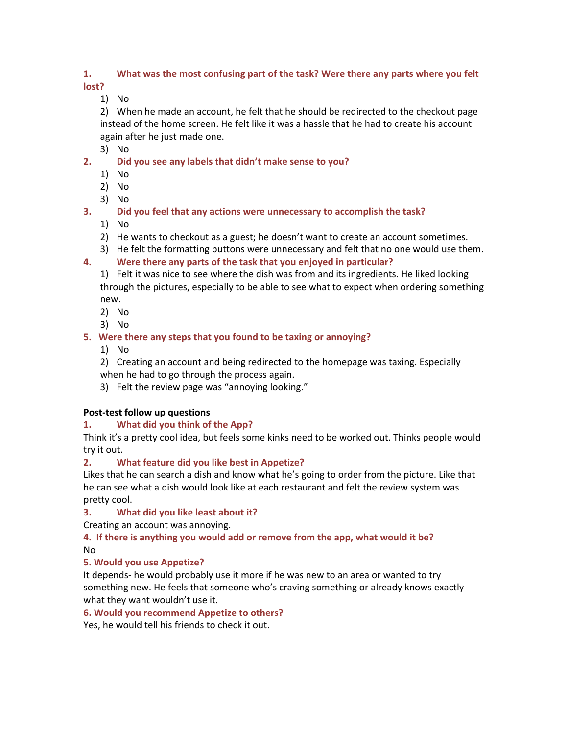**1. What was the most confusing part of the task? Were there any parts where you felt lost?**

1) No

2) When he made an account, he felt that he should be redirected to the checkout page instead of the home screen. He felt like it was a hassle that he had to create his account again after he just made one.

3) No

**2. Did you see any labels that didn't make sense to you?**

1) No

2) No

3) No

**3. Did you feel that any actions were unnecessary to accomplish the task?**

1) No

2) He wants to checkout as a guest; he doesn't want to create an account sometimes.

3) He felt the formatting buttons were unnecessary and felt that no one would use them.

**4. Were there any parts of the task that you enjoyed in particular?**

1) Felt it was nice to see where the dish was from and its ingredients. He liked looking through the pictures, especially to be able to see what to expect when ordering something new.

2) No

3) No

**5. Were there any steps that you found to be taxing or annoying?**

1) No

2) Creating an account and being redirected to the homepage was taxing. Especially when he had to go through the process again.

3) Felt the review page was "annoying looking."

**Post-test follow up questions**

**1. What did you think of the App?**

Think it's a pretty cool idea, but feels some kinks need to be worked out. Thinks people would try it out.

**2. What feature did you like best in Appetize?**

Likes that he can search a dish and know what he's going to order from the picture. Like that he can see what a dish would look like at each restaurant and felt the review system was pretty cool.

**3. What did you like least about it?**

Creating an account was annoying.

**4. If there is anything you would add or remove from the app, what would it be?**

No

**5. Would you use Appetize?**

It depends- he would probably use it more if he was new to an area or wanted to try something new. He feels that someone who's craving something or already knows exactly what they want wouldn't use it.

**6. Would you recommend Appetize to others?**

Yes, he would tell his friends to check it out.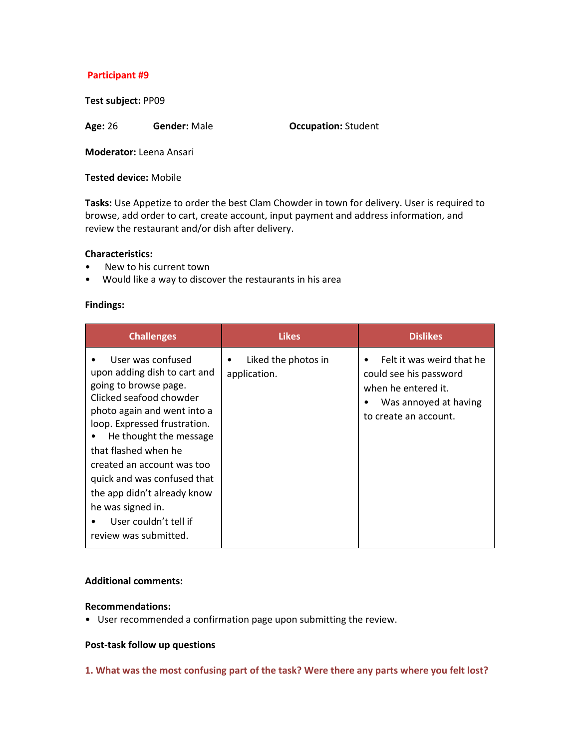## Participant #9

**Test subject:** PP09

**Age:** 26 **Gender:** Male **Occupation:** Student

**Moderator:** Leena Ansari

**Tested device:** Mobile

**Tasks:** Use Appetize to order the best Clam Chowder in town for delivery. User is required to browse, add order to cart, create account, input payment and address information, and review the restaurant and/or dish after delivery.

**Characteristics:**

- New to his current town
- Would like a way to discover the restaurants in his area

**Findings:**

| Challenges | Likes | Dislikes |
| --- | --- | --- |
| • User was confused upon adding dish to cart and going to browse page. Clicked seafood chowder photo again and went into a loop. Expressed frustration.<br>• He thought the message that flashed when he created an account was too quick and was confused that the app didn't already know he was signed in.<br>• User couldn't tell if review was submitted. | • Liked the photos in application. | • Felt it was weird that he could see his password when he entered it.<br>• Was annoyed at having to create an account. |

**Additional comments:**

**Recommendations:**

- User recommended a confirmation page upon submitting the review.

**Post-task follow up questions**

**1. What was the most confusing part of the task? Were there any parts where you felt lost?**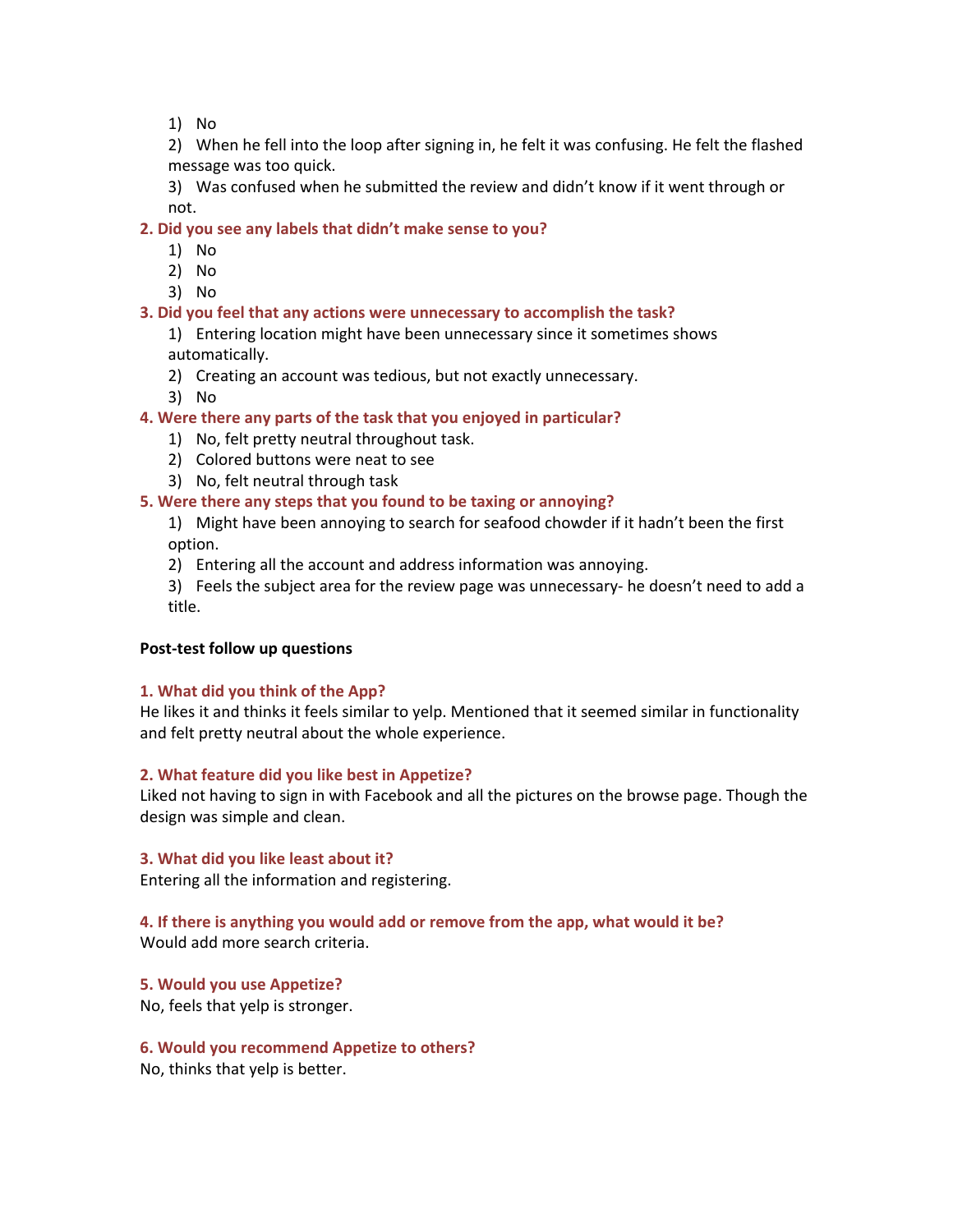1) No

2) When he fell into the loop after signing in, he felt it was confusing. He felt the flashed message was too quick.

3) Was confused when he submitted the review and didn't know if it went through or not.

**2. Did you see any labels that didn't make sense to you?**

1) No
2) No
3) No

**3. Did you feel that any actions were unnecessary to accomplish the task?**

1) Entering location might have been unnecessary since it sometimes shows automatically.
2) Creating an account was tedious, but not exactly unnecessary.
3) No

**4. Were there any parts of the task that you enjoyed in particular?**

1) No, felt pretty neutral throughout task.
2) Colored buttons were neat to see
3) No, felt neutral through task

**5. Were there any steps that you found to be taxing or annoying?**

1) Might have been annoying to search for seafood chowder if it hadn't been the first option.
2) Entering all the account and address information was annoying.
3) Feels the subject area for the review page was unnecessary- he doesn't need to add a title.

**Post-test follow up questions**

**1. What did you think of the App?**

He likes it and thinks it feels similar to yelp. Mentioned that it seemed similar in functionality and felt pretty neutral about the whole experience.

**2. What feature did you like best in Appetize?**

Liked not having to sign in with Facebook and all the pictures on the browse page. Though the design was simple and clean.

**3. What did you like least about it?**

Entering all the information and registering.

**4. If there is anything you would add or remove from the app, what would it be?**

Would add more search criteria.

**5. Would you use Appetize?**

No, feels that yelp is stronger.

**6. Would you recommend Appetize to others?**

No, thinks that yelp is better.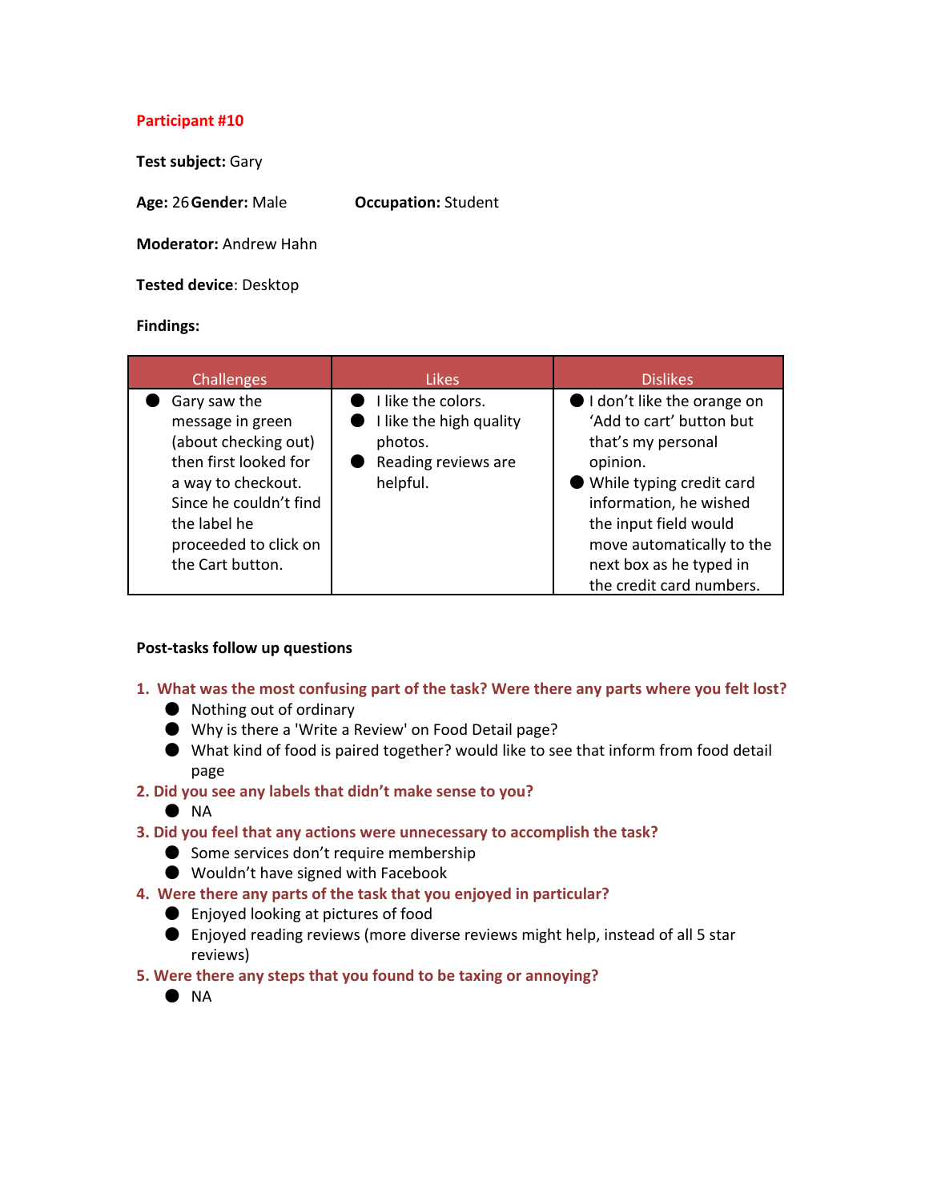**Participant #10**

**Test subject:** Gary

**Age:** 26 **Gender:** Male **Occupation:** Student

**Moderator:** Andrew Hahn

**Tested device**: Desktop

**Findings:**

| Challenges | Likes | Dislikes |
|---|---|---|
| ● Gary saw the message in green (about checking out) then first looked for a way to checkout. Since he couldn't find the label he proceeded to click on the Cart button. | ● I like the colors.<br>● I like the high quality photos.<br>● Reading reviews are helpful. | ● I don't like the orange on 'Add to cart' button but that's my personal opinion.<br>● While typing credit card information, he wished the input field would move automatically to the next box as he typed in the credit card numbers. |

**Post-tasks follow up questions**

1. **What was the most confusing part of the task? Were there any parts where you felt lost?**
   - Nothing out of ordinary
   - Why is there a 'Write a Review' on Food Detail page?
   - What kind of food is paired together? would like to see that inform from food detail page
2. **Did you see any labels that didn't make sense to you?**
   - NA
3. **Did you feel that any actions were unnecessary to accomplish the task?**
   - Some services don't require membership
   - Wouldn't have signed with Facebook
4. **Were there any parts of the task that you enjoyed in particular?**
   - Enjoyed looking at pictures of food
   - Enjoyed reading reviews (more diverse reviews might help, instead of all 5 star reviews)
5. **Were there any steps that you found to be taxing or annoying?**
   - NA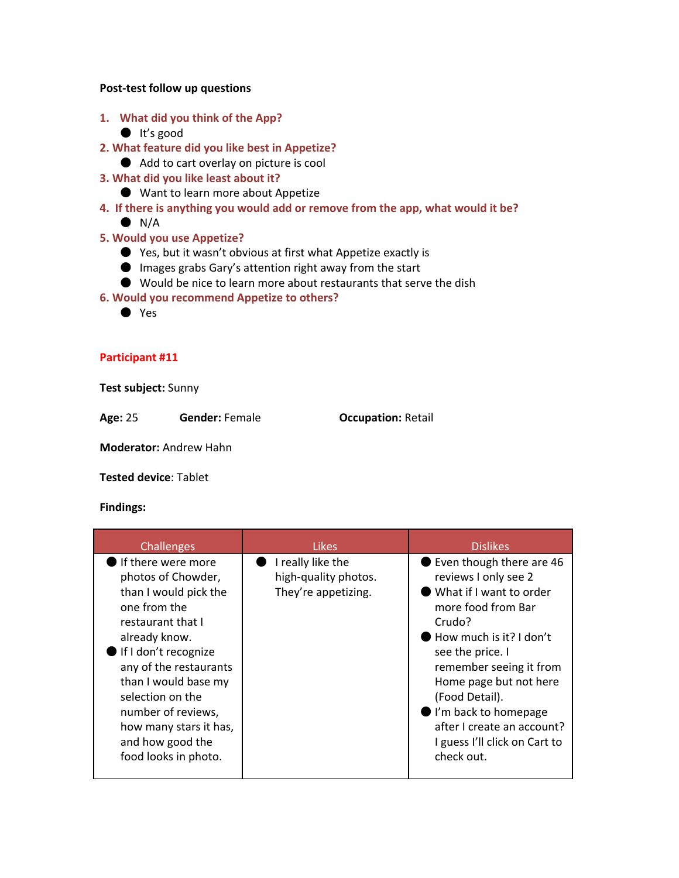**Post-test follow up questions**

1. **What did you think of the App?**
   - It's good
2. **What feature did you like best in Appetize?**
   - Add to cart overlay on picture is cool
3. **What did you like least about it?**
   - Want to learn more about Appetize
4. **If there is anything you would add or remove from the app, what would it be?**
   - N/A
5. **Would you use Appetize?**
   - Yes, but it wasn't obvious at first what Appetize exactly is
   - Images grabs Gary's attention right away from the start
   - Would be nice to learn more about restaurants that serve the dish
6. **Would you recommend Appetize to others?**
   - Yes

**Participant #11**

**Test subject:** Sunny

**Age:** 25 **Gender:** Female **Occupation:** Retail

**Moderator:** Andrew Hahn

**Tested device**: Tablet

**Findings:**

| Challenges | Likes | Dislikes |
| --- | --- | --- |
| • If there were more photos of Chowder, than I would pick the one from the restaurant that I already know.<br>• If I don't recognize any of the restaurants than I would base my selection on the number of reviews, how many stars it has, and how good the food looks in photo. | • I really like the high-quality photos. They're appetizing. | • Even though there are 46 reviews I only see 2<br>• What if I want to order more food from Bar Crudo?<br>• How much is it? I don't see the price. I remember seeing it from Home page but not here (Food Detail).<br>• I'm back to homepage after I create an account? I guess I'll click on Cart to check out. |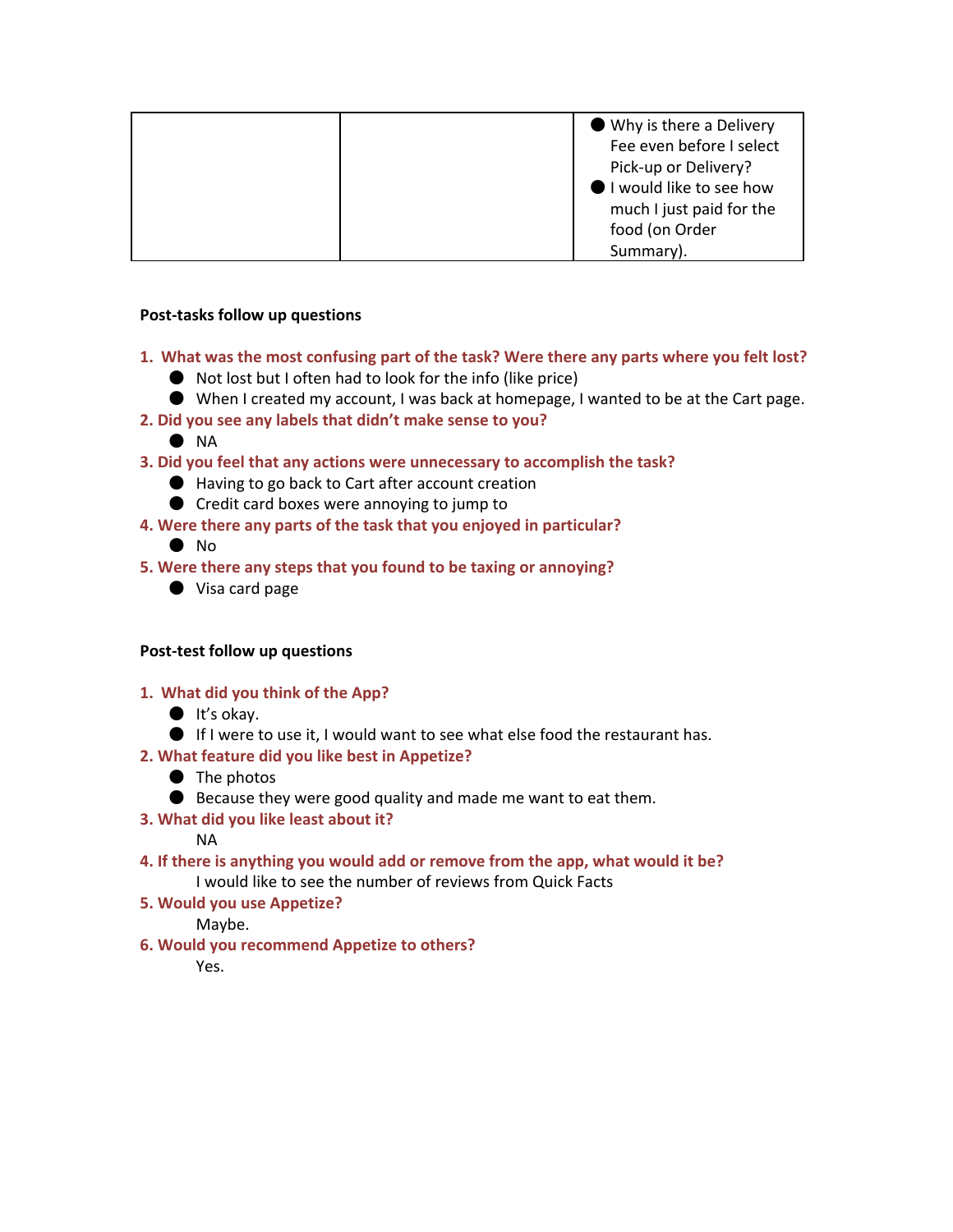| | | <ul><li>Why is there a Delivery Fee even before I select Pick-up or Delivery?</li><li>I would like to see how much I just paid for the food (on Order Summary).</li></ul> |
|---|---|---|

**Post-tasks follow up questions**

1. **What was the most confusing part of the task? Were there any parts where you felt lost?**
    - Not lost but I often had to look for the info (like price)
    - When I created my account, I was back at homepage, I wanted to be at the Cart page.
2. **Did you see any labels that didn't make sense to you?**
    - NA
3. **Did you feel that any actions were unnecessary to accomplish the task?**
    - Having to go back to Cart after account creation
    - Credit card boxes were annoying to jump to
4. **Were there any parts of the task that you enjoyed in particular?**
    - No
5. **Were there any steps that you found to be taxing or annoying?**
    - Visa card page

**Post-test follow up questions**

1. **What did you think of the App?**
    - It's okay.
    - If I were to use it, I would want to see what else food the restaurant has.
2. **What feature did you like best in Appetize?**
    - The photos
    - Because they were good quality and made me want to eat them.
3. **What did you like least about it?**

    NA
4. **If there is anything you would add or remove from the app, what would it be?**

    I would like to see the number of reviews from Quick Facts
5. **Would you use Appetize?**

    Maybe.
6. **Would you recommend Appetize to others?**

    Yes.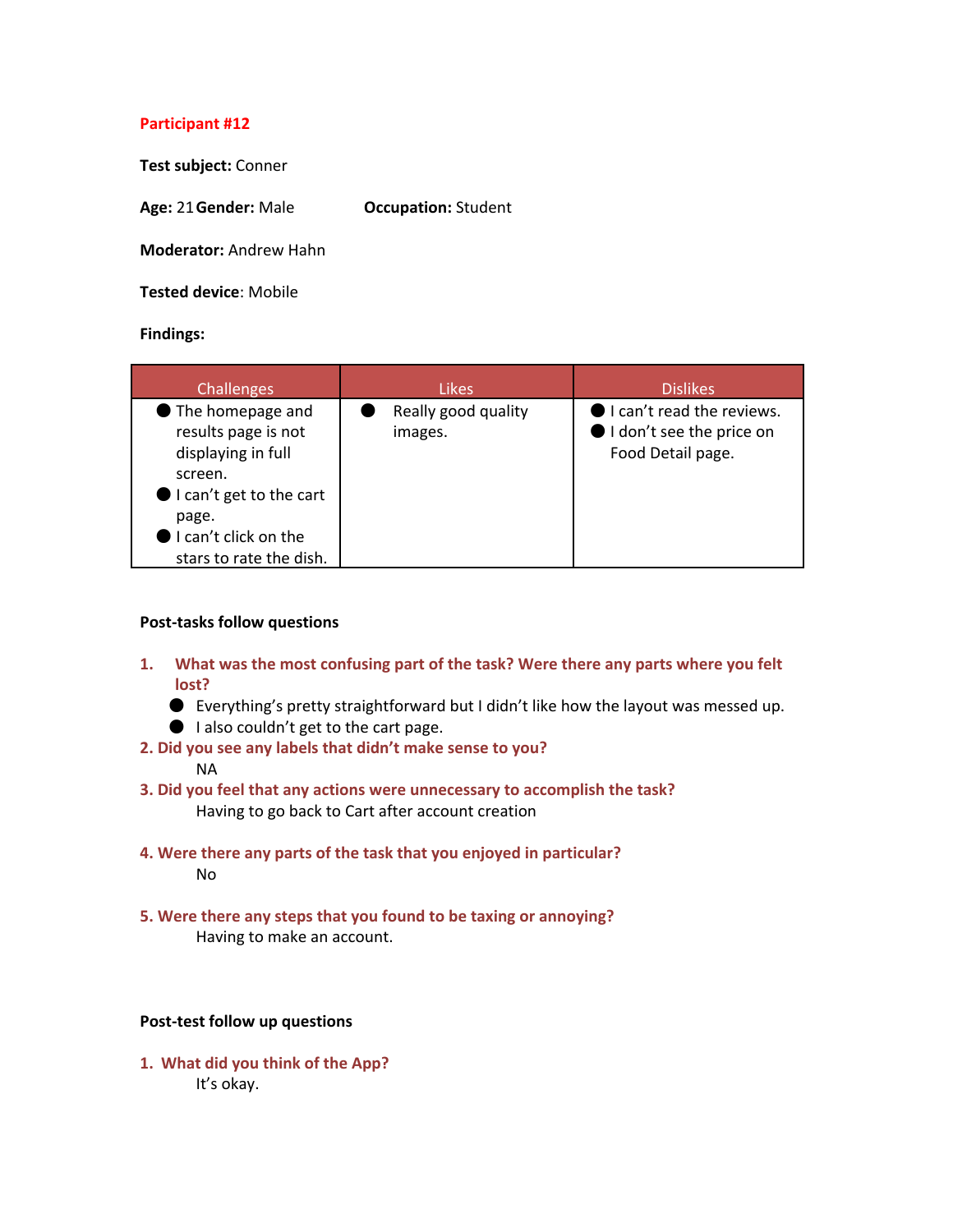**Participant #12**

**Test subject:** Conner

**Age:** 21 **Gender:** Male **Occupation:** Student

**Moderator:** Andrew Hahn

**Tested device**: Mobile

**Findings:**

| Challenges | Likes | Dislikes |
|---|---|---|
| • The homepage and results page is not displaying in full screen.<br>• I can't get to the cart page.<br>• I can't click on the stars to rate the dish. | • Really good quality images. | • I can't read the reviews.<br>• I don't see the price on Food Detail page. |

**Post-tasks follow questions**

1. **What was the most confusing part of the task? Were there any parts where you felt lost?**
   - Everything's pretty straightforward but I didn't like how the layout was messed up.
   - I also couldn't get to the cart page.

2. **Did you see any labels that didn't make sense to you?**

   NA

3. **Did you feel that any actions were unnecessary to accomplish the task?**

   Having to go back to Cart after account creation

4. **Were there any parts of the task that you enjoyed in particular?**

   No

5. **Were there any steps that you found to be taxing or annoying?**

   Having to make an account.

**Post-test follow up questions**

1. **What did you think of the App?**

   It's okay.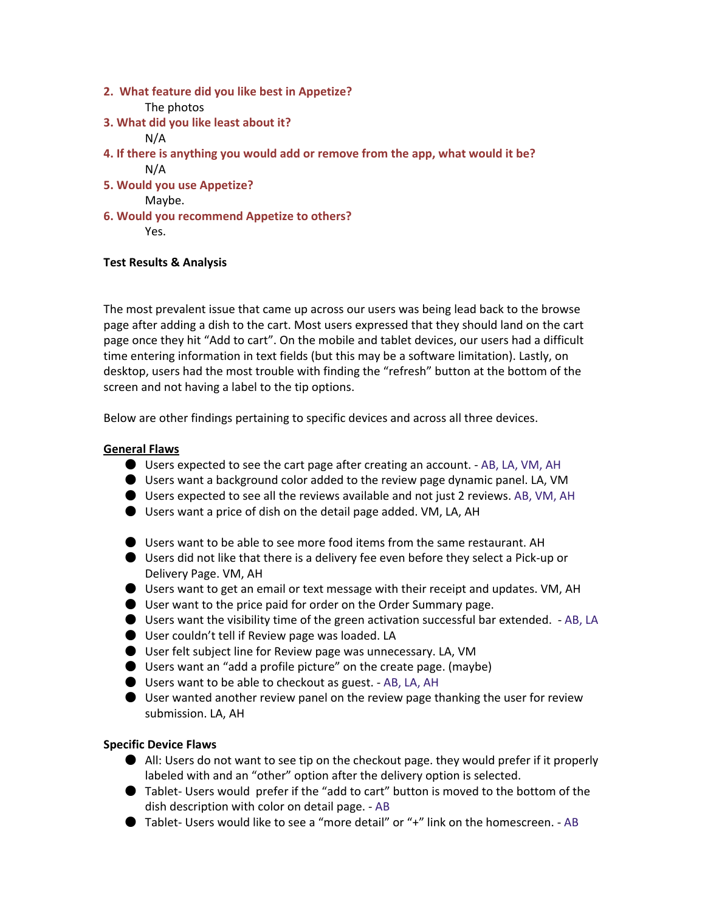**2. What feature did you like best in Appetize?**

The photos

**3. What did you like least about it?**

N/A

**4. If there is anything you would add or remove from the app, what would it be?**

N/A

**5. Would you use Appetize?**

Maybe.

**6. Would you recommend Appetize to others?**

Yes.

**Test Results & Analysis**

The most prevalent issue that came up across our users was being lead back to the browse page after adding a dish to the cart. Most users expressed that they should land on the cart page once they hit "Add to cart". On the mobile and tablet devices, our users had a difficult time entering information in text fields (but this may be a software limitation). Lastly, on desktop, users had the most trouble with finding the "refresh" button at the bottom of the screen and not having a label to the tip options.

Below are other findings pertaining to specific devices and across all three devices.

**General Flaws**

- Users expected to see the cart page after creating an account. - AB, LA, VM, AH
- Users want a background color added to the review page dynamic panel. LA, VM
- Users expected to see all the reviews available and not just 2 reviews. AB, VM, AH
- Users want a price of dish on the detail page added. VM, LA, AH

- Users want to be able to see more food items from the same restaurant. AH
- Users did not like that there is a delivery fee even before they select a Pick-up or Delivery Page. VM, AH
- Users want to get an email or text message with their receipt and updates. VM, AH
- User want to the price paid for order on the Order Summary page.
- Users want the visibility time of the green activation successful bar extended. - AB, LA
- User couldn't tell if Review page was loaded. LA
- User felt subject line for Review page was unnecessary. LA, VM
- Users want an "add a profile picture" on the create page. (maybe)
- Users want to be able to checkout as guest. - AB, LA, AH
- User wanted another review panel on the review page thanking the user for review submission. LA, AH

**Specific Device Flaws**

- All: Users do not want to see tip on the checkout page. they would prefer if it properly labeled with and an "other" option after the delivery option is selected.
- Tablet- Users would prefer if the "add to cart" button is moved to the bottom of the dish description with color on detail page. - AB
- Tablet- Users would like to see a "more detail" or "+" link on the homescreen. - AB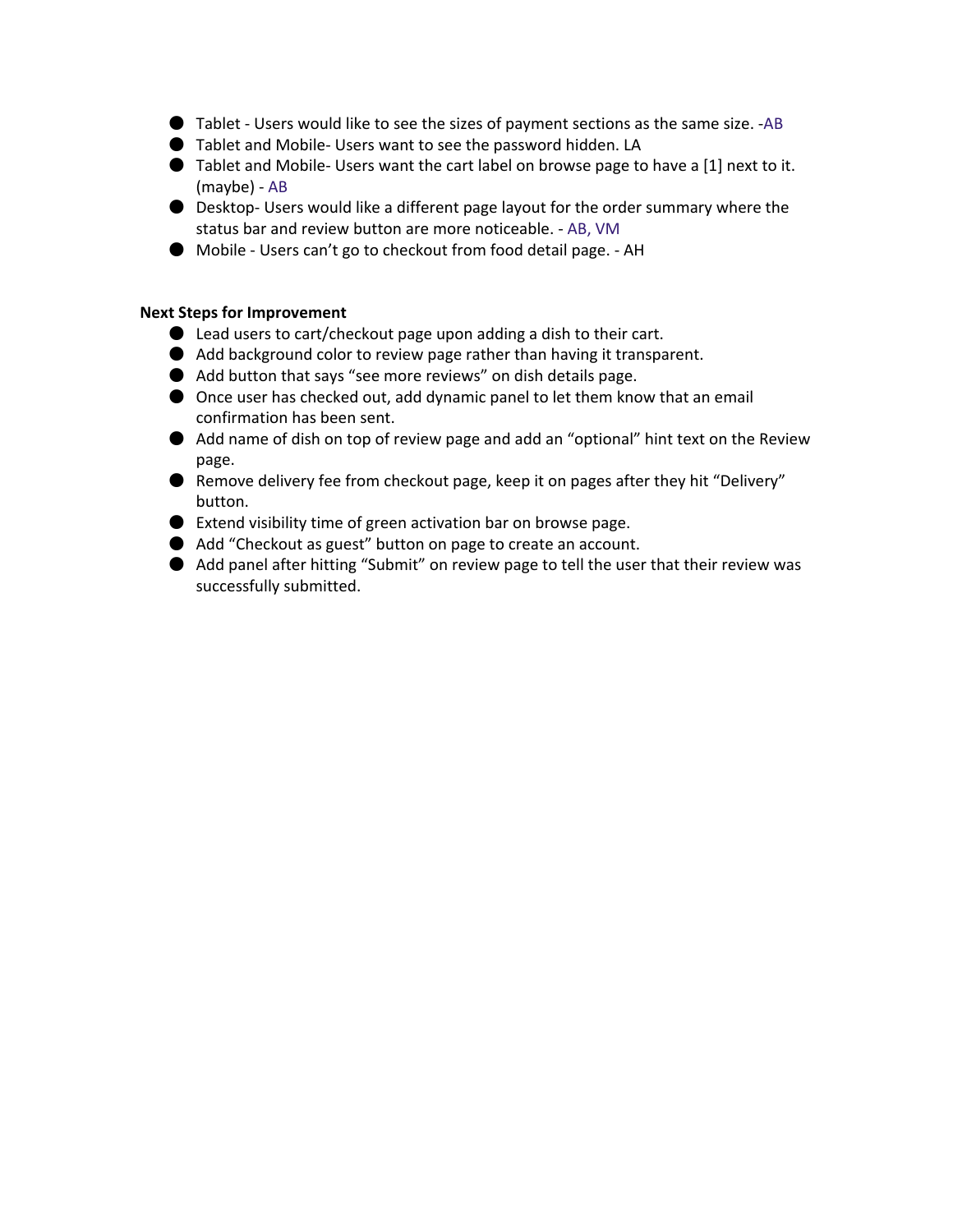- Tablet - Users would like to see the sizes of payment sections as the same size. -AB
- Tablet and Mobile- Users want to see the password hidden. LA
- Tablet and Mobile- Users want the cart label on browse page to have a [1] next to it. (maybe) - AB
- Desktop- Users would like a different page layout for the order summary where the status bar and review button are more noticeable. - AB, VM
- Mobile - Users can't go to checkout from food detail page. - AH

**Next Steps for Improvement**

- Lead users to cart/checkout page upon adding a dish to their cart.
- Add background color to review page rather than having it transparent.
- Add button that says "see more reviews" on dish details page.
- Once user has checked out, add dynamic panel to let them know that an email confirmation has been sent.
- Add name of dish on top of review page and add an "optional" hint text on the Review page.
- Remove delivery fee from checkout page, keep it on pages after they hit "Delivery" button.
- Extend visibility time of green activation bar on browse page.
- Add "Checkout as guest" button on page to create an account.
- Add panel after hitting "Submit" on review page to tell the user that their review was successfully submitted.